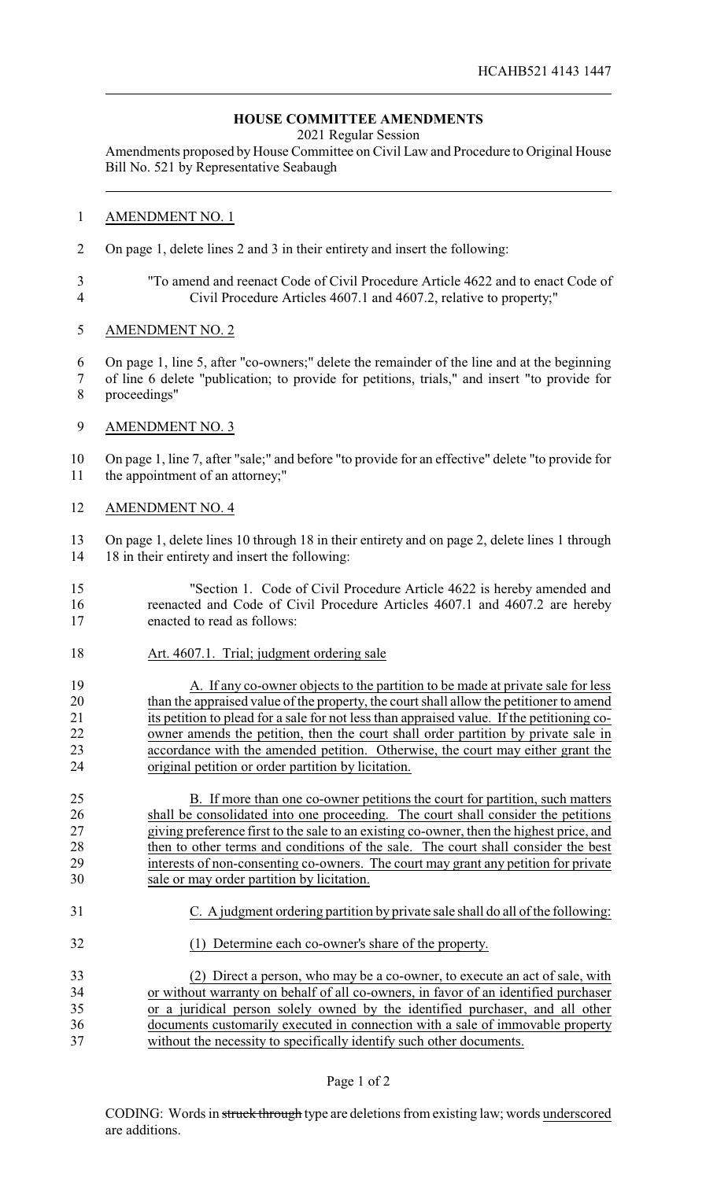HCAHB521 4143 1447

# HOUSE COMMITTEE AMENDMENTS

2021 Regular Session

Amendments proposed by House Committee on Civil Law and Procedure to Original House Bill No. 521 by Representative Seabaugh

AMENDMENT NO. 1

On page 1, delete lines 2 and 3 in their entirety and insert the following:

"To amend and reenact Code of Civil Procedure Article 4622 and to enact Code of Civil Procedure Articles 4607.1 and 4607.2, relative to property;"

AMENDMENT NO. 2

On page 1, line 5, after "co-owners;" delete the remainder of the line and at the beginning of line 6 delete "publication; to provide for petitions, trials," and insert "to provide for proceedings"

AMENDMENT NO. 3

On page 1, line 7, after "sale;" and before "to provide for an effective" delete "to provide for the appointment of an attorney;"

AMENDMENT NO. 4

On page 1, delete lines 10 through 18 in their entirety and on page 2, delete lines 1 through 18 in their entirety and insert the following:

"Section 1. Code of Civil Procedure Article 4622 is hereby amended and reenacted and Code of Civil Procedure Articles 4607.1 and 4607.2 are hereby enacted to read as follows:

Art. 4607.1. Trial; judgment ordering sale

A. If any co-owner objects to the partition to be made at private sale for less than the appraised value of the property, the court shall allow the petitioner to amend its petition to plead for a sale for not less than appraised value. If the petitioning co-owner amends the petition, then the court shall order partition by private sale in accordance with the amended petition. Otherwise, the court may either grant the original petition or order partition by licitation.

B. If more than one co-owner petitions the court for partition, such matters shall be consolidated into one proceeding. The court shall consider the petitions giving preference first to the sale to an existing co-owner, then the highest price, and then to other terms and conditions of the sale. The court shall consider the best interests of non-consenting co-owners. The court may grant any petition for private sale or may order partition by licitation.

C. A judgment ordering partition by private sale shall do all of the following:

(1) Determine each co-owner's share of the property.

(2) Direct a person, who may be a co-owner, to execute an act of sale, with or without warranty on behalf of all co-owners, in favor of an identified purchaser or a juridical person solely owned by the identified purchaser, and all other documents customarily executed in connection with a sale of immovable property without the necessity to specifically identify such other documents.

CODING: Words in ~~struck through~~ type are deletions from existing law; words underscored are additions.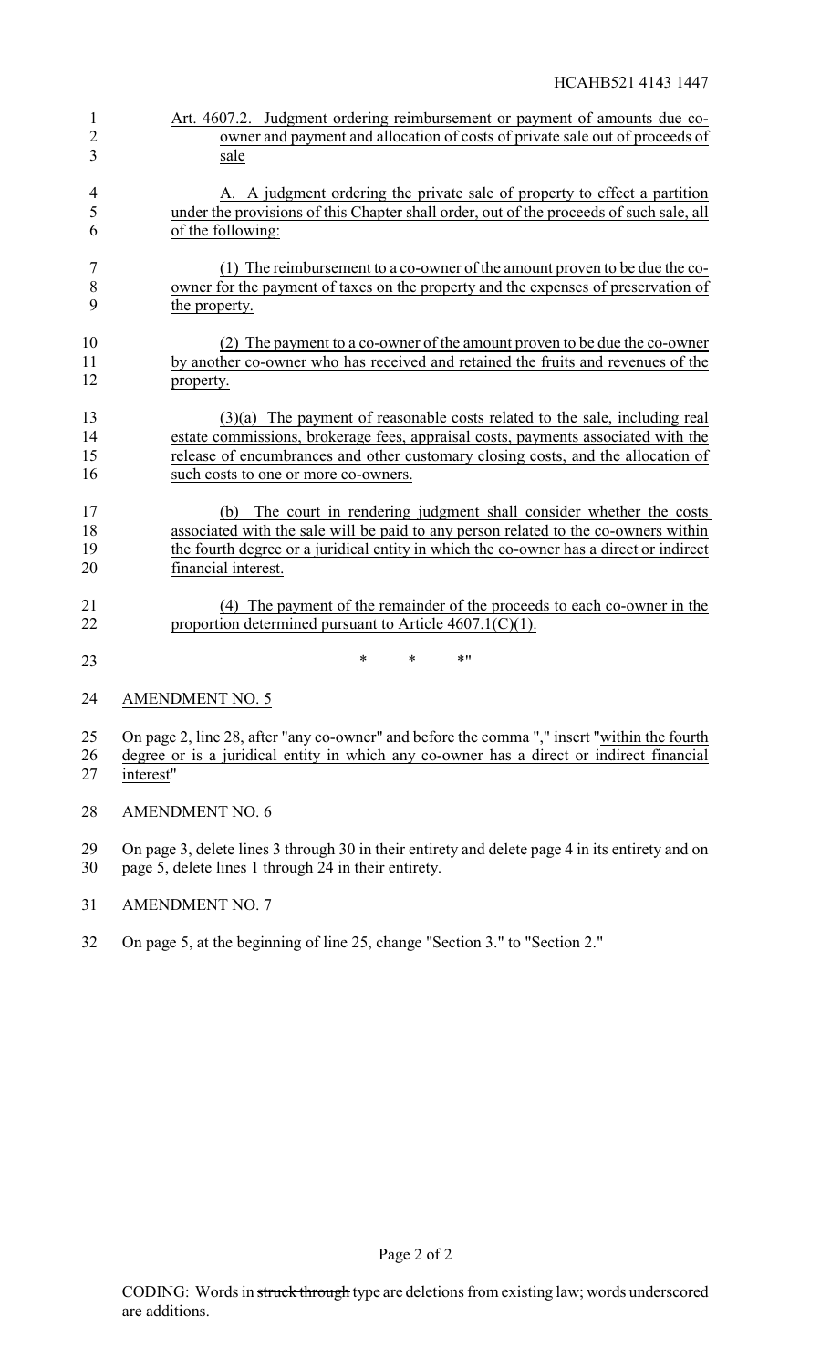Art. 4607.2. Judgment ordering reimbursement or payment of amounts due co-owner and payment and allocation of costs of private sale out of proceeds of sale

A. A judgment ordering the private sale of property to effect a partition under the provisions of this Chapter shall order, out of the proceeds of such sale, all of the following:

(1) The reimbursement to a co-owner of the amount proven to be due the co-owner for the payment of taxes on the property and the expenses of preservation of the property.

(2) The payment to a co-owner of the amount proven to be due the co-owner by another co-owner who has received and retained the fruits and revenues of the property.

(3)(a) The payment of reasonable costs related to the sale, including real estate commissions, brokerage fees, appraisal costs, payments associated with the release of encumbrances and other customary closing costs, and the allocation of such costs to one or more co-owners.

(b) The court in rendering judgment shall consider whether the costs associated with the sale will be paid to any person related to the co-owners within the fourth degree or a juridical entity in which the co-owner has a direct or indirect financial interest.

(4) The payment of the remainder of the proceeds to each co-owner in the proportion determined pursuant to Article 4607.1(C)(1).

\* \* \*"

AMENDMENT NO. 5

On page 2, line 28, after "any co-owner" and before the comma "," insert "within the fourth degree or is a juridical entity in which any co-owner has a direct or indirect financial interest"

AMENDMENT NO. 6

On page 3, delete lines 3 through 30 in their entirety and delete page 4 in its entirety and on page 5, delete lines 1 through 24 in their entirety.

AMENDMENT NO. 7

On page 5, at the beginning of line 25, change "Section 3." to "Section 2."